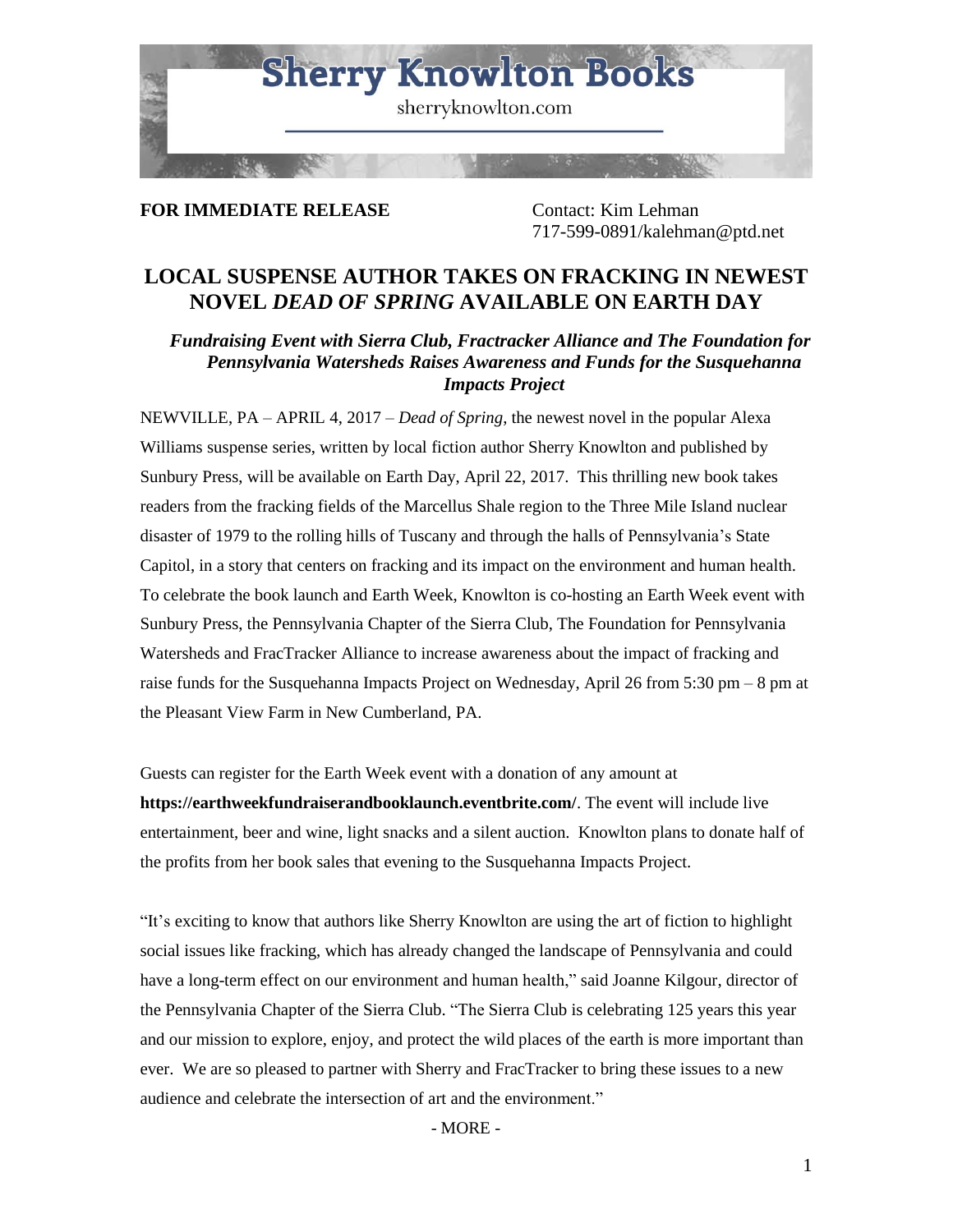# Sherry Knowlton Books

sherryknowlton.com

**FOR IMMEDIATE RELEASE**

Contact: Kim Lehman
717-599-0891/kalehman@ptd.net

## LOCAL SUSPENSE AUTHOR TAKES ON FRACKING IN NEWEST NOVEL *DEAD OF SPRING* AVAILABLE ON EARTH DAY

### *Fundraising Event with Sierra Club, Fractracker Alliance and The Foundation for Pennsylvania Watersheds Raises Awareness and Funds for the Susquehanna Impacts Project*

NEWVILLE, PA – APRIL 4, 2017 – *Dead of Spring*, the newest novel in the popular Alexa Williams suspense series, written by local fiction author Sherry Knowlton and published by Sunbury Press, will be available on Earth Day, April 22, 2017. This thrilling new book takes readers from the fracking fields of the Marcellus Shale region to the Three Mile Island nuclear disaster of 1979 to the rolling hills of Tuscany and through the halls of Pennsylvania's State Capitol, in a story that centers on fracking and its impact on the environment and human health. To celebrate the book launch and Earth Week, Knowlton is co-hosting an Earth Week event with Sunbury Press, the Pennsylvania Chapter of the Sierra Club, The Foundation for Pennsylvania Watersheds and FracTracker Alliance to increase awareness about the impact of fracking and raise funds for the Susquehanna Impacts Project on Wednesday, April 26 from 5:30 pm – 8 pm at the Pleasant View Farm in New Cumberland, PA.

Guests can register for the Earth Week event with a donation of any amount at **https://earthweekfundraiserandbooklaunch.eventbrite.com/**. The event will include live entertainment, beer and wine, light snacks and a silent auction. Knowlton plans to donate half of the profits from her book sales that evening to the Susquehanna Impacts Project.

"It's exciting to know that authors like Sherry Knowlton are using the art of fiction to highlight social issues like fracking, which has already changed the landscape of Pennsylvania and could have a long-term effect on our environment and human health," said Joanne Kilgour, director of the Pennsylvania Chapter of the Sierra Club. "The Sierra Club is celebrating 125 years this year and our mission to explore, enjoy, and protect the wild places of the earth is more important than ever. We are so pleased to partner with Sherry and FracTracker to bring these issues to a new audience and celebrate the intersection of art and the environment."

- MORE -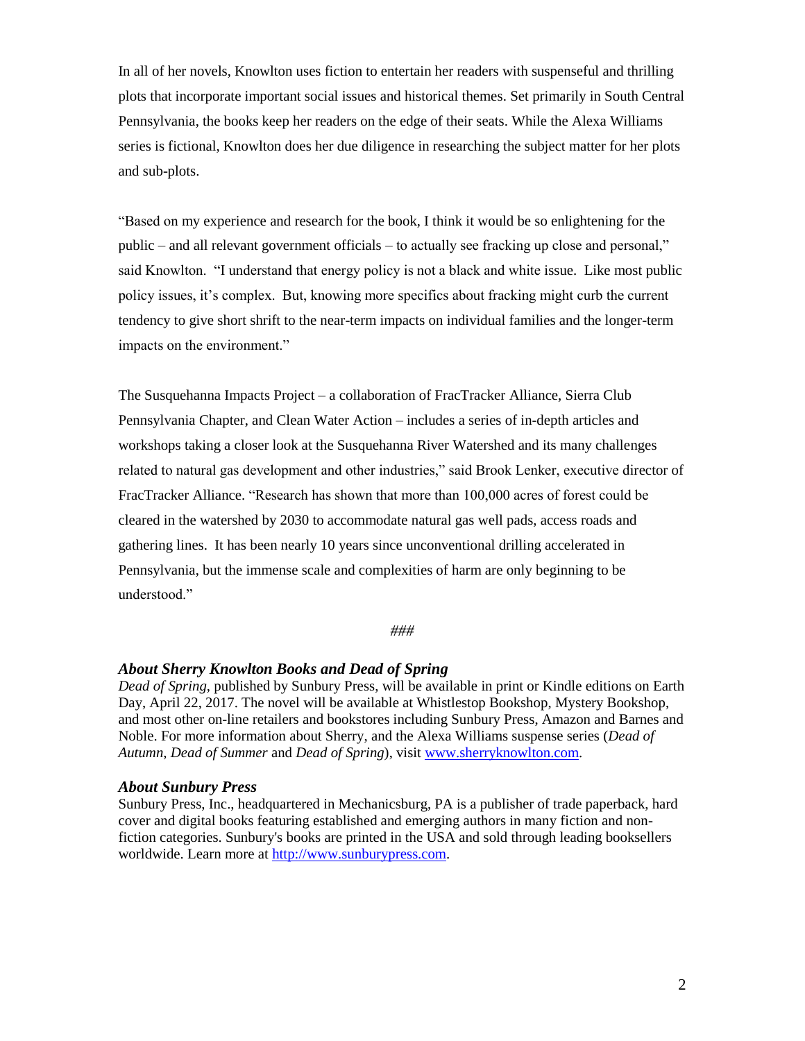In all of her novels, Knowlton uses fiction to entertain her readers with suspenseful and thrilling plots that incorporate important social issues and historical themes. Set primarily in South Central Pennsylvania, the books keep her readers on the edge of their seats. While the Alexa Williams series is fictional, Knowlton does her due diligence in researching the subject matter for her plots and sub-plots.

"Based on my experience and research for the book, I think it would be so enlightening for the public – and all relevant government officials – to actually see fracking up close and personal," said Knowlton. "I understand that energy policy is not a black and white issue. Like most public policy issues, it's complex. But, knowing more specifics about fracking might curb the current tendency to give short shrift to the near-term impacts on individual families and the longer-term impacts on the environment."

The Susquehanna Impacts Project – a collaboration of FracTracker Alliance, Sierra Club Pennsylvania Chapter, and Clean Water Action – includes a series of in-depth articles and workshops taking a closer look at the Susquehanna River Watershed and its many challenges related to natural gas development and other industries," said Brook Lenker, executive director of FracTracker Alliance. "Research has shown that more than 100,000 acres of forest could be cleared in the watershed by 2030 to accommodate natural gas well pads, access roads and gathering lines. It has been nearly 10 years since unconventional drilling accelerated in Pennsylvania, but the immense scale and complexities of harm are only beginning to be understood."

*###*

### *About Sherry Knowlton Books and Dead of Spring*

*Dead of Spring*, published by Sunbury Press, will be available in print or Kindle editions on Earth Day, April 22, 2017. The novel will be available at Whistlestop Bookshop, Mystery Bookshop, and most other on-line retailers and bookstores including Sunbury Press, Amazon and Barnes and Noble. For more information about Sherry, and the Alexa Williams suspense series (*Dead of Autumn*, *Dead of Summer* and *Dead of Spring*), visit [www.sherryknowlton.com](www.sherryknowlton.com).

### *About Sunbury Press*

Sunbury Press, Inc., headquartered in Mechanicsburg, PA is a publisher of trade paperback, hard cover and digital books featuring established and emerging authors in many fiction and non-fiction categories. Sunbury's books are printed in the USA and sold through leading booksellers worldwide. Learn more at [http://www.sunburypress.com](http://www.sunburypress.com).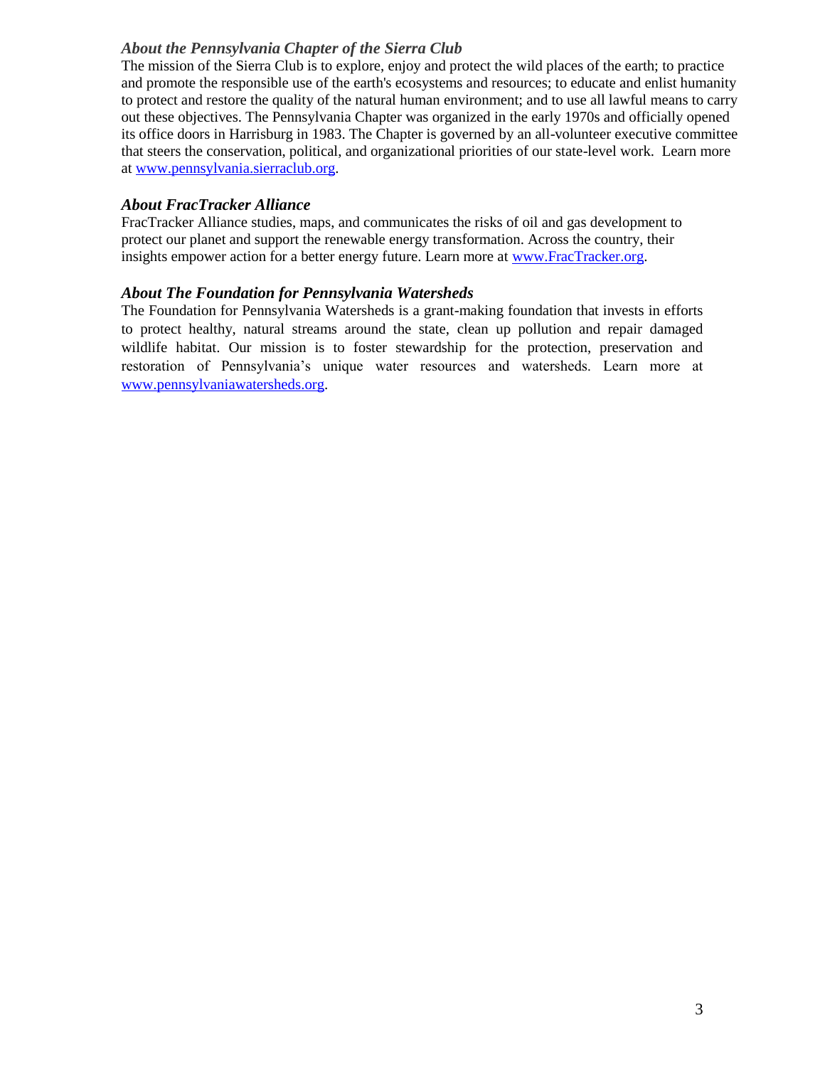### *About the Pennsylvania Chapter of the Sierra Club*

The mission of the Sierra Club is to explore, enjoy and protect the wild places of the earth; to practice and promote the responsible use of the earth's ecosystems and resources; to educate and enlist humanity to protect and restore the quality of the natural human environment; and to use all lawful means to carry out these objectives. The Pennsylvania Chapter was organized in the early 1970s and officially opened its office doors in Harrisburg in 1983. The Chapter is governed by an all-volunteer executive committee that steers the conservation, political, and organizational priorities of our state-level work. Learn more at [www.pennsylvania.sierraclub.org](http://www.pennsylvania.sierraclub.org).

### *About FracTracker Alliance*

FracTracker Alliance studies, maps, and communicates the risks of oil and gas development to protect our planet and support the renewable energy transformation. Across the country, their insights empower action for a better energy future. Learn more at [www.FracTracker.org](http://www.FracTracker.org).

### *About The Foundation for Pennsylvania Watersheds*

The Foundation for Pennsylvania Watersheds is a grant-making foundation that invests in efforts to protect healthy, natural streams around the state, clean up pollution and repair damaged wildlife habitat. Our mission is to foster stewardship for the protection, preservation and restoration of Pennsylvania's unique water resources and watersheds. Learn more at [www.pennsylvaniawatersheds.org](http://www.pennsylvaniawatersheds.org).